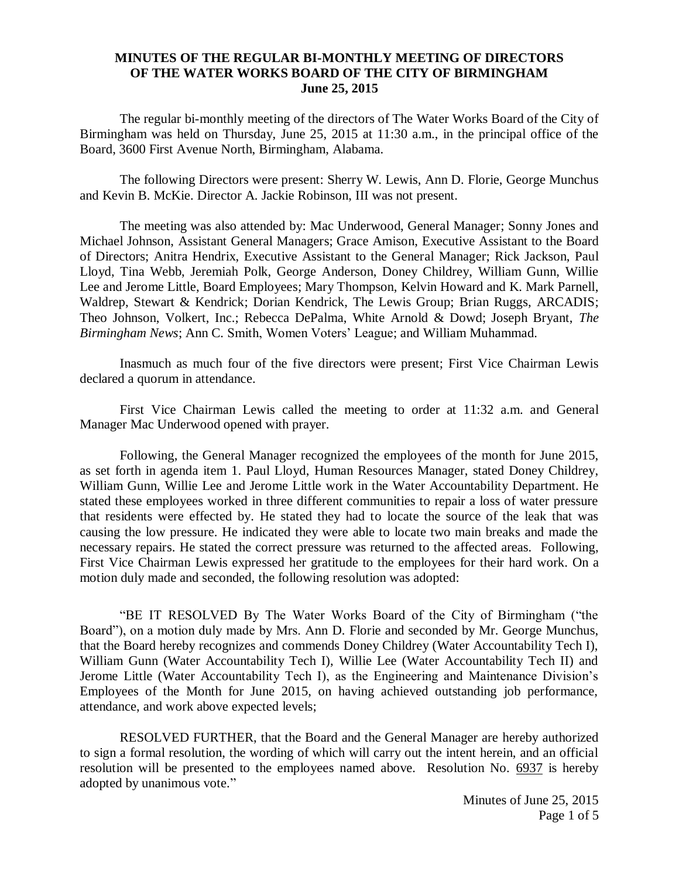# MINUTES OF THE REGULAR BI-MONTHLY MEETING OF DIRECTORS OF THE WATER WORKS BOARD OF THE CITY OF BIRMINGHAM
## June 25, 2015

The regular bi-monthly meeting of the directors of The Water Works Board of the City of Birmingham was held on Thursday, June 25, 2015 at 11:30 a.m., in the principal office of the Board, 3600 First Avenue North, Birmingham, Alabama.

The following Directors were present: Sherry W. Lewis, Ann D. Florie, George Munchus and Kevin B. McKie. Director A. Jackie Robinson, III was not present.

The meeting was also attended by: Mac Underwood, General Manager; Sonny Jones and Michael Johnson, Assistant General Managers; Grace Amison, Executive Assistant to the Board of Directors; Anitra Hendrix, Executive Assistant to the General Manager; Rick Jackson, Paul Lloyd, Tina Webb, Jeremiah Polk, George Anderson, Doney Childrey, William Gunn, Willie Lee and Jerome Little, Board Employees; Mary Thompson, Kelvin Howard and K. Mark Parnell, Waldrep, Stewart & Kendrick; Dorian Kendrick, The Lewis Group; Brian Ruggs, ARCADIS; Theo Johnson, Volkert, Inc.; Rebecca DePalma, White Arnold & Dowd; Joseph Bryant, *The Birmingham News*; Ann C. Smith, Women Voters' League; and William Muhammad.

Inasmuch as much four of the five directors were present; First Vice Chairman Lewis declared a quorum in attendance.

First Vice Chairman Lewis called the meeting to order at 11:32 a.m. and General Manager Mac Underwood opened with prayer.

Following, the General Manager recognized the employees of the month for June 2015, as set forth in agenda item 1. Paul Lloyd, Human Resources Manager, stated Doney Childrey, William Gunn, Willie Lee and Jerome Little work in the Water Accountability Department. He stated these employees worked in three different communities to repair a loss of water pressure that residents were effected by. He stated they had to locate the source of the leak that was causing the low pressure. He indicated they were able to locate two main breaks and made the necessary repairs. He stated the correct pressure was returned to the affected areas. Following, First Vice Chairman Lewis expressed her gratitude to the employees for their hard work. On a motion duly made and seconded, the following resolution was adopted:

"BE IT RESOLVED By The Water Works Board of the City of Birmingham ("the Board"), on a motion duly made by Mrs. Ann D. Florie and seconded by Mr. George Munchus, that the Board hereby recognizes and commends Doney Childrey (Water Accountability Tech I), William Gunn (Water Accountability Tech I), Willie Lee (Water Accountability Tech II) and Jerome Little (Water Accountability Tech I), as the Engineering and Maintenance Division's Employees of the Month for June 2015, on having achieved outstanding job performance, attendance, and work above expected levels;

RESOLVED FURTHER, that the Board and the General Manager are hereby authorized to sign a formal resolution, the wording of which will carry out the intent herein, and an official resolution will be presented to the employees named above. Resolution No. 6937 is hereby adopted by unanimous vote."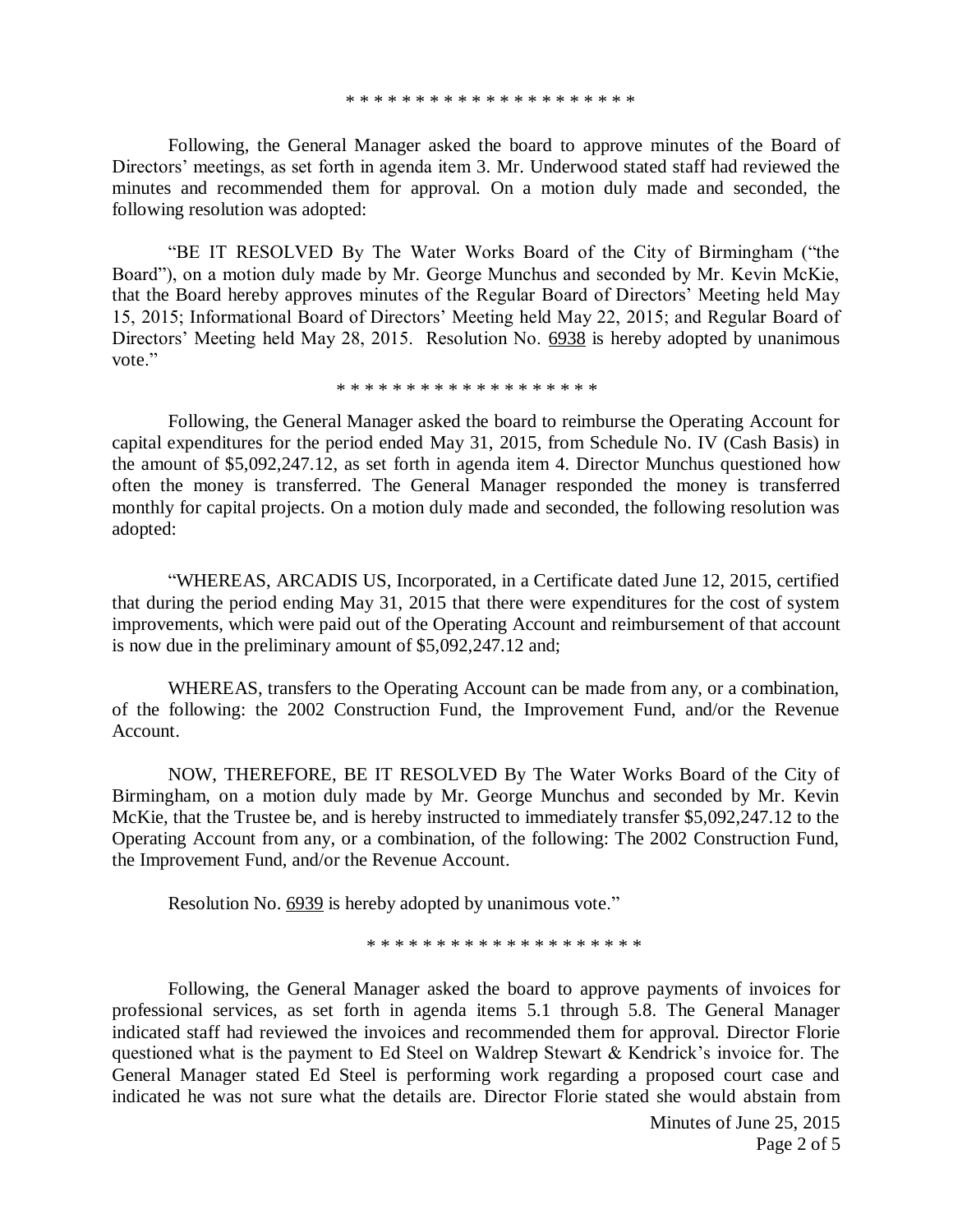\* \* \* \* \* \* \* \* \* \* \* \* \* \* \* \* \* \* \* \* \*

Following, the General Manager asked the board to approve minutes of the Board of Directors' meetings, as set forth in agenda item 3. Mr. Underwood stated staff had reviewed the minutes and recommended them for approval. On a motion duly made and seconded, the following resolution was adopted:

"BE IT RESOLVED By The Water Works Board of the City of Birmingham ("the Board"), on a motion duly made by Mr. George Munchus and seconded by Mr. Kevin McKie, that the Board hereby approves minutes of the Regular Board of Directors' Meeting held May 15, 2015; Informational Board of Directors' Meeting held May 22, 2015; and Regular Board of Directors' Meeting held May 28, 2015. Resolution No. 6938 is hereby adopted by unanimous vote."

\* \* \* \* \* \* \* \* \* \* \* \* \* \* \* \* \* \* \*

Following, the General Manager asked the board to reimburse the Operating Account for capital expenditures for the period ended May 31, 2015, from Schedule No. IV (Cash Basis) in the amount of $5,092,247.12, as set forth in agenda item 4. Director Munchus questioned how often the money is transferred. The General Manager responded the money is transferred monthly for capital projects. On a motion duly made and seconded, the following resolution was adopted:

"WHEREAS, ARCADIS US, Incorporated, in a Certificate dated June 12, 2015, certified that during the period ending May 31, 2015 that there were expenditures for the cost of system improvements, which were paid out of the Operating Account and reimbursement of that account is now due in the preliminary amount of $5,092,247.12 and;

WHEREAS, transfers to the Operating Account can be made from any, or a combination, of the following: the 2002 Construction Fund, the Improvement Fund, and/or the Revenue Account.

NOW, THEREFORE, BE IT RESOLVED By The Water Works Board of the City of Birmingham, on a motion duly made by Mr. George Munchus and seconded by Mr. Kevin McKie, that the Trustee be, and is hereby instructed to immediately transfer $5,092,247.12 to the Operating Account from any, or a combination, of the following: The 2002 Construction Fund, the Improvement Fund, and/or the Revenue Account.

Resolution No. 6939 is hereby adopted by unanimous vote."

\* \* \* \* \* \* \* \* \* \* \* \* \* \* \* \* \* \* \* \*

Following, the General Manager asked the board to approve payments of invoices for professional services, as set forth in agenda items 5.1 through 5.8. The General Manager indicated staff had reviewed the invoices and recommended them for approval. Director Florie questioned what is the payment to Ed Steel on Waldrep Stewart & Kendrick's invoice for. The General Manager stated Ed Steel is performing work regarding a proposed court case and indicated he was not sure what the details are. Director Florie stated she would abstain from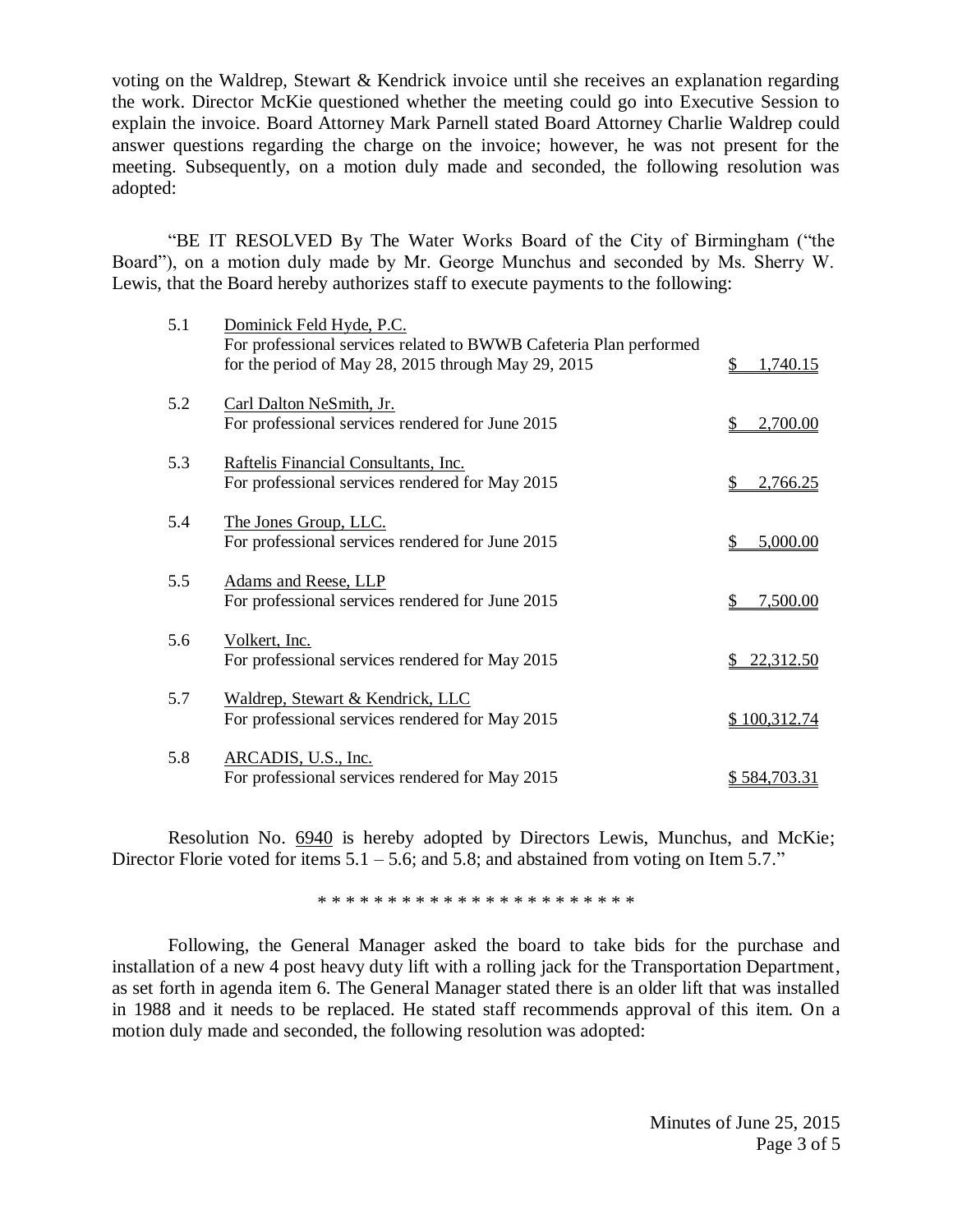voting on the Waldrep, Stewart & Kendrick invoice until she receives an explanation regarding the work. Director McKie questioned whether the meeting could go into Executive Session to explain the invoice. Board Attorney Mark Parnell stated Board Attorney Charlie Waldrep could answer questions regarding the charge on the invoice; however, he was not present for the meeting. Subsequently, on a motion duly made and seconded, the following resolution was adopted:

"BE IT RESOLVED By The Water Works Board of the City of Birmingham ("the Board"), on a motion duly made by Mr. George Munchus and seconded by Ms. Sherry W. Lewis, that the Board hereby authorizes staff to execute payments to the following:

| | | |
|---|---|---|
| 5.1 | Dominick Feld Hyde, P.C.<br>For professional services related to BWWB Cafeteria Plan performed for the period of May 28, 2015 through May 29, 2015 | $ 1,740.15 |
| 5.2 | Carl Dalton NeSmith, Jr.<br>For professional services rendered for June 2015 | $ 2,700.00 |
| 5.3 | Raftelis Financial Consultants, Inc.<br>For professional services rendered for May 2015 | $ 2,766.25 |
| 5.4 | The Jones Group, LLC.<br>For professional services rendered for June 2015 | $ 5,000.00 |
| 5.5 | Adams and Reese, LLP<br>For professional services rendered for June 2015 | $ 7,500.00 |
| 5.6 | Volkert, Inc.<br>For professional services rendered for May 2015 | $ 22,312.50 |
| 5.7 | Waldrep, Stewart & Kendrick, LLC<br>For professional services rendered for May 2015 | $ 100,312.74 |
| 5.8 | ARCADIS, U.S., Inc.<br>For professional services rendered for May 2015 | $ 584,703.31 |

Resolution No. 6940 is hereby adopted by Directors Lewis, Munchus, and McKie; Director Florie voted for items 5.1 – 5.6; and 5.8; and abstained from voting on Item 5.7."

\* \* \* \* \* \* \* \* \* \* \* \* \* \* \* \* \* \* \* \* \* \* \*

Following, the General Manager asked the board to take bids for the purchase and installation of a new 4 post heavy duty lift with a rolling jack for the Transportation Department, as set forth in agenda item 6. The General Manager stated there is an older lift that was installed in 1988 and it needs to be replaced. He stated staff recommends approval of this item. On a motion duly made and seconded, the following resolution was adopted: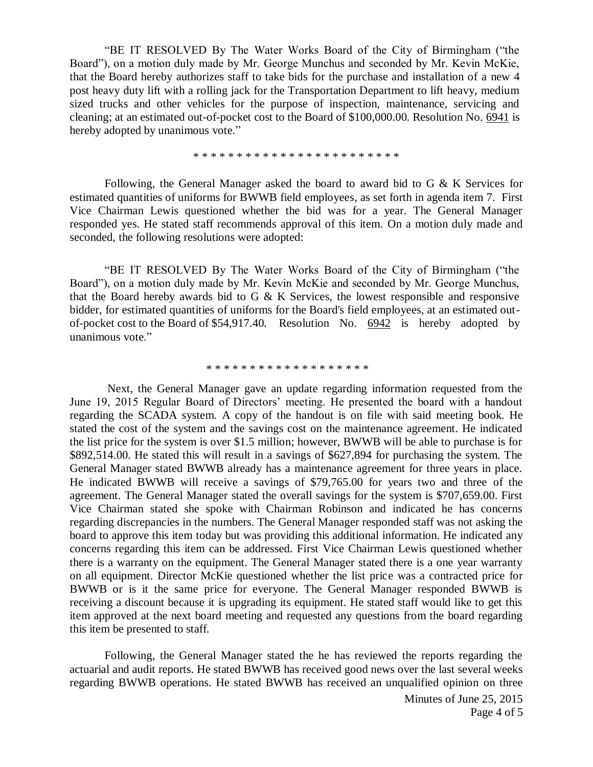"BE IT RESOLVED By The Water Works Board of the City of Birmingham ("the Board"), on a motion duly made by Mr. George Munchus and seconded by Mr. Kevin McKie, that the Board hereby authorizes staff to take bids for the purchase and installation of a new 4 post heavy duty lift with a rolling jack for the Transportation Department to lift heavy, medium sized trucks and other vehicles for the purpose of inspection, maintenance, servicing and cleaning; at an estimated out-of-pocket cost to the Board of $100,000.00. Resolution No. 6941 is hereby adopted by unanimous vote."

* * * * * * * * * * * * * * * * * * * * * * * * *

Following, the General Manager asked the board to award bid to G & K Services for estimated quantities of uniforms for BWWB field employees, as set forth in agenda item 7. First Vice Chairman Lewis questioned whether the bid was for a year. The General Manager responded yes. He stated staff recommends approval of this item. On a motion duly made and seconded, the following resolutions were adopted:

"BE IT RESOLVED By The Water Works Board of the City of Birmingham ("the Board"), on a motion duly made by Mr. Kevin McKie and seconded by Mr. George Munchus, that the Board hereby awards bid to G & K Services, the lowest responsible and responsive bidder, for estimated quantities of uniforms for the Board's field employees, at an estimated out-of-pocket cost to the Board of $54,917.40. Resolution No. 6942 is hereby adopted by unanimous vote."

* * * * * * * * * * * * * * * * * * *

Next, the General Manager gave an update regarding information requested from the June 19, 2015 Regular Board of Directors' meeting. He presented the board with a handout regarding the SCADA system. A copy of the handout is on file with said meeting book. He stated the cost of the system and the savings cost on the maintenance agreement. He indicated the list price for the system is over $1.5 million; however, BWWB will be able to purchase is for $892,514.00. He stated this will result in a savings of $627,894 for purchasing the system. The General Manager stated BWWB already has a maintenance agreement for three years in place. He indicated BWWB will receive a savings of $79,765.00 for years two and three of the agreement. The General Manager stated the overall savings for the system is $707,659.00. First Vice Chairman stated she spoke with Chairman Robinson and indicated he has concerns regarding discrepancies in the numbers. The General Manager responded staff was not asking the board to approve this item today but was providing this additional information. He indicated any concerns regarding this item can be addressed. First Vice Chairman Lewis questioned whether there is a warranty on the equipment. The General Manager stated there is a one year warranty on all equipment. Director McKie questioned whether the list price was a contracted price for BWWB or is it the same price for everyone. The General Manager responded BWWB is receiving a discount because it is upgrading its equipment. He stated staff would like to get this item approved at the next board meeting and requested any questions from the board regarding this item be presented to staff.

Following, the General Manager stated the he has reviewed the reports regarding the actuarial and audit reports. He stated BWWB has received good news over the last several weeks regarding BWWB operations. He stated BWWB has received an unqualified opinion on three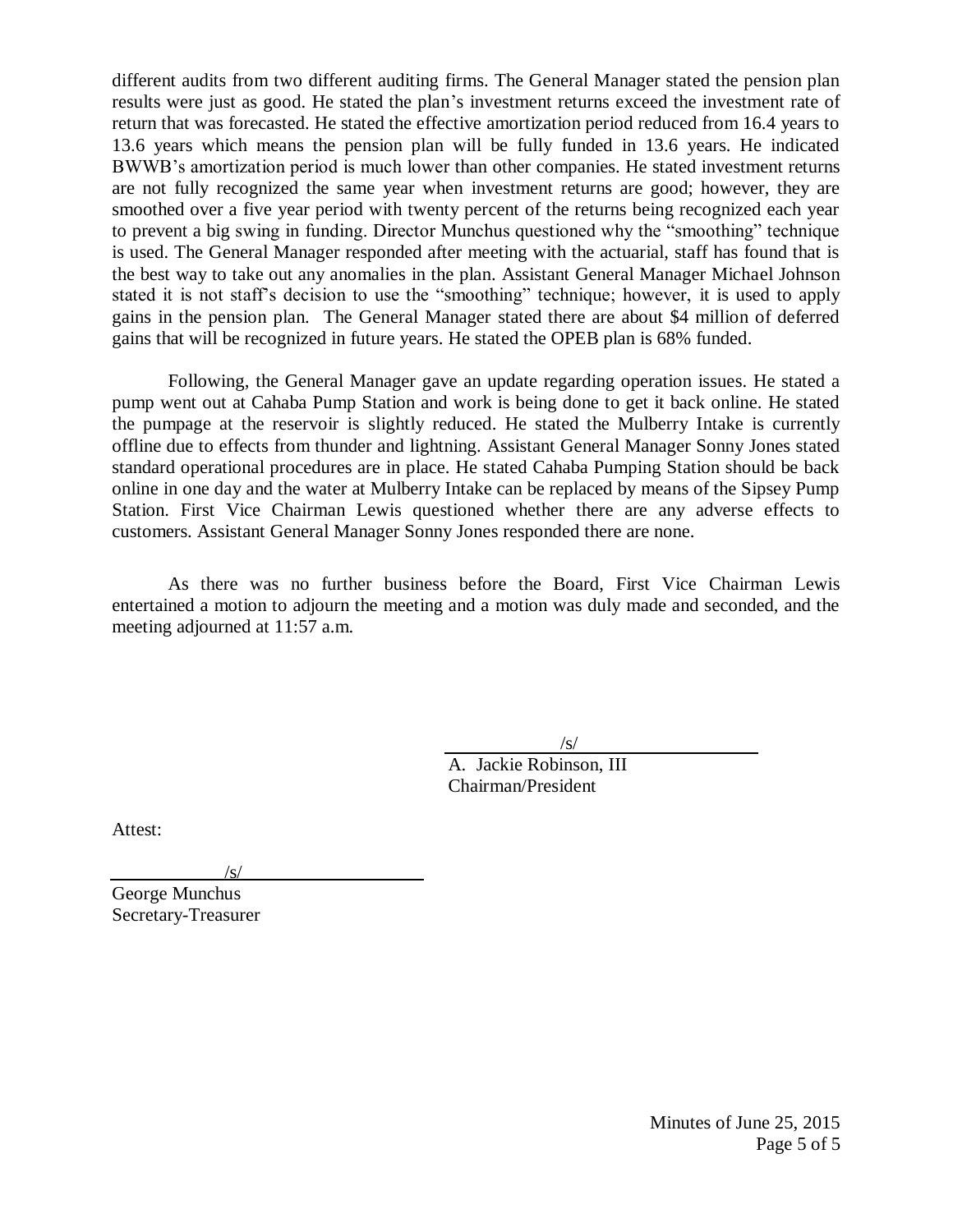different audits from two different auditing firms. The General Manager stated the pension plan results were just as good. He stated the plan's investment returns exceed the investment rate of return that was forecasted. He stated the effective amortization period reduced from 16.4 years to 13.6 years which means the pension plan will be fully funded in 13.6 years. He indicated BWWB's amortization period is much lower than other companies. He stated investment returns are not fully recognized the same year when investment returns are good; however, they are smoothed over a five year period with twenty percent of the returns being recognized each year to prevent a big swing in funding. Director Munchus questioned why the "smoothing" technique is used. The General Manager responded after meeting with the actuarial, staff has found that is the best way to take out any anomalies in the plan. Assistant General Manager Michael Johnson stated it is not staff's decision to use the "smoothing" technique; however, it is used to apply gains in the pension plan. The General Manager stated there are about $4 million of deferred gains that will be recognized in future years. He stated the OPEB plan is 68% funded.

Following, the General Manager gave an update regarding operation issues. He stated a pump went out at Cahaba Pump Station and work is being done to get it back online. He stated the pumpage at the reservoir is slightly reduced. He stated the Mulberry Intake is currently offline due to effects from thunder and lightning. Assistant General Manager Sonny Jones stated standard operational procedures are in place. He stated Cahaba Pumping Station should be back online in one day and the water at Mulberry Intake can be replaced by means of the Sipsey Pump Station. First Vice Chairman Lewis questioned whether there are any adverse effects to customers. Assistant General Manager Sonny Jones responded there are none.

As there was no further business before the Board, First Vice Chairman Lewis entertained a motion to adjourn the meeting and a motion was duly made and seconded, and the meeting adjourned at 11:57 a.m.

/s/
A. Jackie Robinson, III
Chairman/President

Attest:

/s/
George Munchus
Secretary-Treasurer

Minutes of June 25, 2015